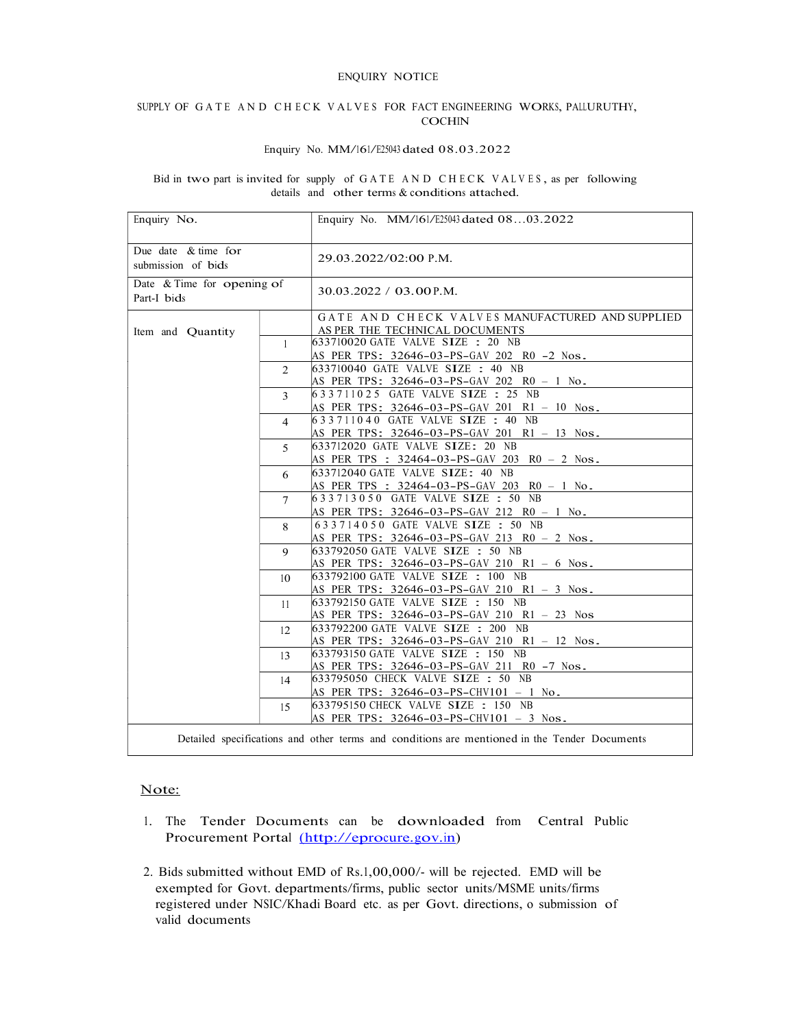# ENQUIRY NOTICE

## SUPPLY OF GATE AND CHECK VALVES FOR FACT ENGINEERING WORKS, PALLURUTHY, COCHIN

Enquiry No. MM/161/E25043 dated 08.03.2022

Bid in two part is invited for supply of GATE AND CHECK VALVES, as per following details and other terms & conditions attached.

| Enquiry No. | | Enquiry No. MM/161/E25043 dated 08...03.2022 |
|---|---|---|
| Due date & time for submission of bids | | 29.03.2022/02:00 P.M. |
| Date & Time for opening of Part-I bids | | 30.03.2022 / 03.00 P.M. |
| Item and Quantity | | GATE AND CHECK VALVES MANUFACTURED AND SUPPLIED AS PER THE TECHNICAL DOCUMENTS |
| | 1 | 633710020 GATE VALVE SIZE : 20 NB AS PER TPS: 32646-03-PS-GAV 202 R0 -2 Nos. |
| | 2 | 633710040 GATE VALVE SIZE : 40 NB AS PER TPS: 32646-03-PS-GAV 202 R0 – 1 No. |
| | 3 | 633711025 GATE VALVE SIZE : 25 NB AS PER TPS: 32646-03-PS-GAV 201 R1 – 10 Nos. |
| | 4 | 633711040 GATE VALVE SIZE : 40 NB AS PER TPS: 32646-03-PS-GAV 201 R1 – 13 Nos. |
| | 5 | 633712020 GATE VALVE SIZE: 20 NB AS PER TPS : 32464-03-PS-GAV 203 R0 – 2 Nos. |
| | 6 | 633712040 GATE VALVE SIZE: 40 NB AS PER TPS : 32464-03-PS-GAV 203 R0 – 1 No. |
| | 7 | 633713050 GATE VALVE SIZE : 50 NB AS PER TPS: 32646-03-PS-GAV 212 R0 – 1 No. |
| | 8 | 633714050 GATE VALVE SIZE : 50 NB AS PER TPS: 32646-03-PS-GAV 213 R0 – 2 Nos. |
| | 9 | 633792050 GATE VALVE SIZE : 50 NB AS PER TPS: 32646-03-PS-GAV 210 R1 – 6 Nos. |
| | 10 | 633792100 GATE VALVE SIZE : 100 NB AS PER TPS: 32646-03-PS-GAV 210 R1 – 3 Nos. |
| | 11 | 633792150 GATE VALVE SIZE : 150 NB AS PER TPS: 32646-03-PS-GAV 210 R1 – 23 Nos |
| | 12 | 633792200 GATE VALVE SIZE : 200 NB AS PER TPS: 32646-03-PS-GAV 210 R1 – 12 Nos. |
| | 13 | 633793150 GATE VALVE SIZE : 150 NB AS PER TPS: 32646-03-PS-GAV 211 R0 -7 Nos. |
| | 14 | 633795050 CHECK VALVE SIZE : 50 NB AS PER TPS: 32646-03-PS-CHV101 – 1 No. |
| | 15 | 633795150 CHECK VALVE SIZE : 150 NB AS PER TPS: 32646-03-PS-CHV101 – 3 Nos. |
| Detailed specifications and other terms and conditions are mentioned in the Tender Documents | | |

Note:

1. The Tender Documents can be downloaded from Central Public Procurement Portal (http://eprocure.gov.in)

2. Bids submitted without EMD of Rs.1,00,000/- will be rejected. EMD will be exempted for Govt. departments/firms, public sector units/MSME units/firms registered under NSIC/Khadi Board etc. as per Govt. directions, o submission of valid documents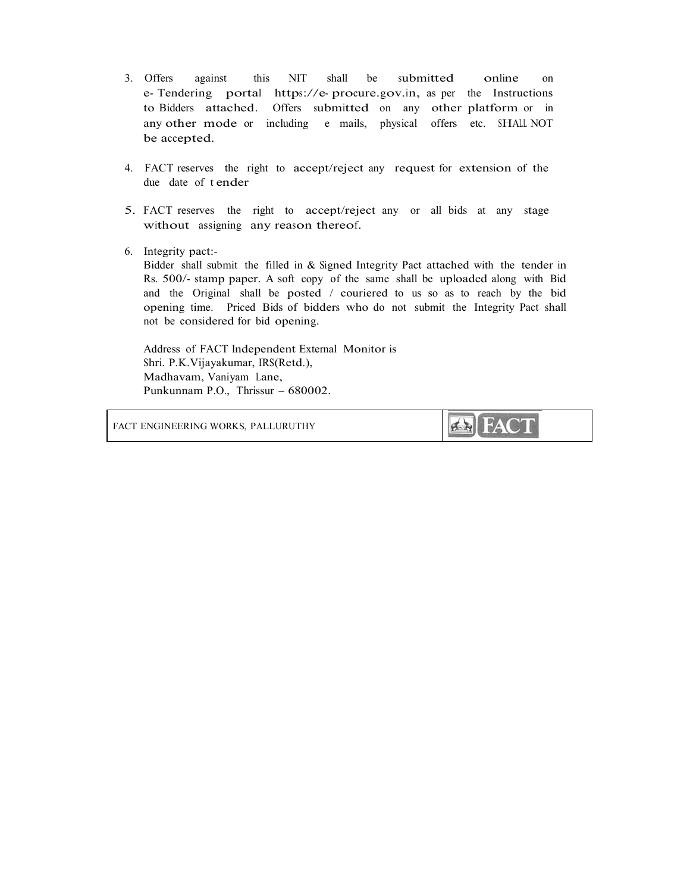3. Offers against this NIT shall be submitted online on e- Tendering portal https://e- procure.gov.in, as per the Instructions to Bidders attached. Offers submitted on any other platform or in any other mode or including e mails, physical offers etc. SHALL NOT be accepted.

4. FACT reserves the right to accept/reject any request for extension of the due date of tender

5. FACT reserves the right to accept/reject any or all bids at any stage without assigning any reason thereof.

6. Integrity pact:-
   Bidder shall submit the filled in & Signed Integrity Pact attached with the tender in Rs. 500/- stamp paper. A soft copy of the same shall be uploaded along with Bid and the Original shall be posted / couriered to us so as to reach by the bid opening time. Priced Bids of bidders who do not submit the Integrity Pact shall not be considered for bid opening.

   Address of FACT Independent External Monitor is
   Shri. P.K.Vijayakumar, IRS(Retd.),
   Madhavam, Vaniyam Lane,
   Punkunnam P.O., Thrissur – 680002.

| | |
|---|---|
| FACT ENGINEERING WORKS, PALLURUTHY | FACT |